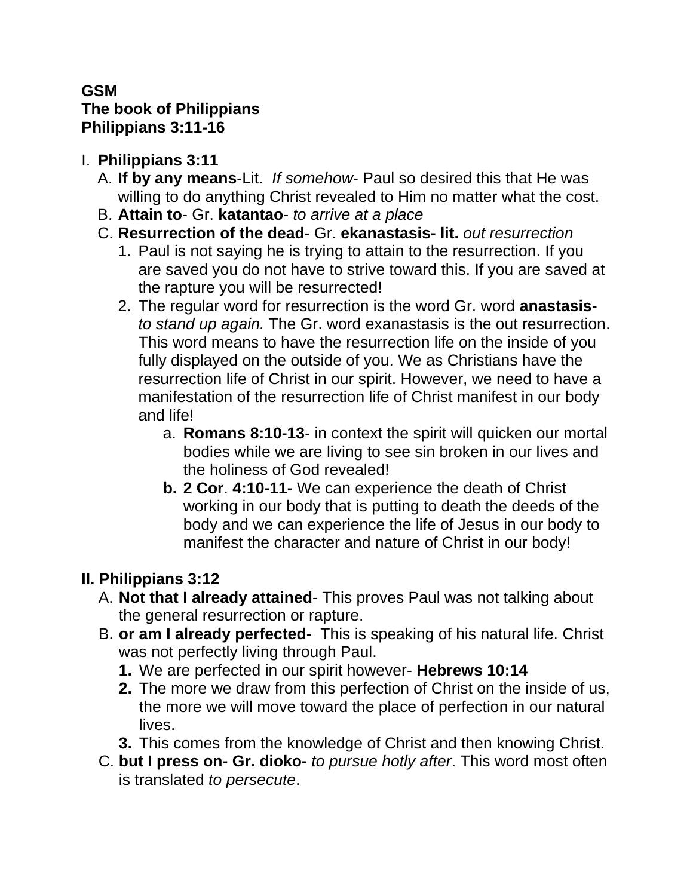**GSM**
**The book of Philippians**
**Philippians 3:11-16**

I. **Philippians 3:11**
   A. **If by any means**-Lit. *If somehow*- Paul so desired this that He was willing to do anything Christ revealed to Him no matter what the cost.
   B. **Attain to**- Gr. **katantao**- *to arrive at a place*
   C. **Resurrection of the dead**- Gr. **ekanastasis- lit.** *out resurrection*
      1. Paul is not saying he is trying to attain to the resurrection. If you are saved you do not have to strive toward this. If you are saved at the rapture you will be resurrected!
      2. The regular word for resurrection is the word Gr. word **anastasis**- *to stand up again.* The Gr. word exanastasis is the out resurrection. This word means to have the resurrection life on the inside of you fully displayed on the outside of you. We as Christians have the resurrection life of Christ in our spirit. However, we need to have a manifestation of the resurrection life of Christ manifest in our body and life!
         a. **Romans 8:10-13**- in context the spirit will quicken our mortal bodies while we are living to see sin broken in our lives and the holiness of God revealed!
         **b.** **2 Cor**. **4:10-11-** We can experience the death of Christ working in our body that is putting to death the deeds of the body and we can experience the life of Jesus in our body to manifest the character and nature of Christ in our body!

**II. Philippians 3:12**
   A. **Not that I already attained**- This proves Paul was not talking about the general resurrection or rapture.
   B. **or am I already perfected**- This is speaking of his natural life. Christ was not perfectly living through Paul.
      **1.** We are perfected in our spirit however- **Hebrews 10:14**
      **2.** The more we draw from this perfection of Christ on the inside of us, the more we will move toward the place of perfection in our natural lives.
      **3.** This comes from the knowledge of Christ and then knowing Christ.
   C. **but I press on- Gr. dioko-** *to pursue hotly after*. This word most often is translated *to persecute*.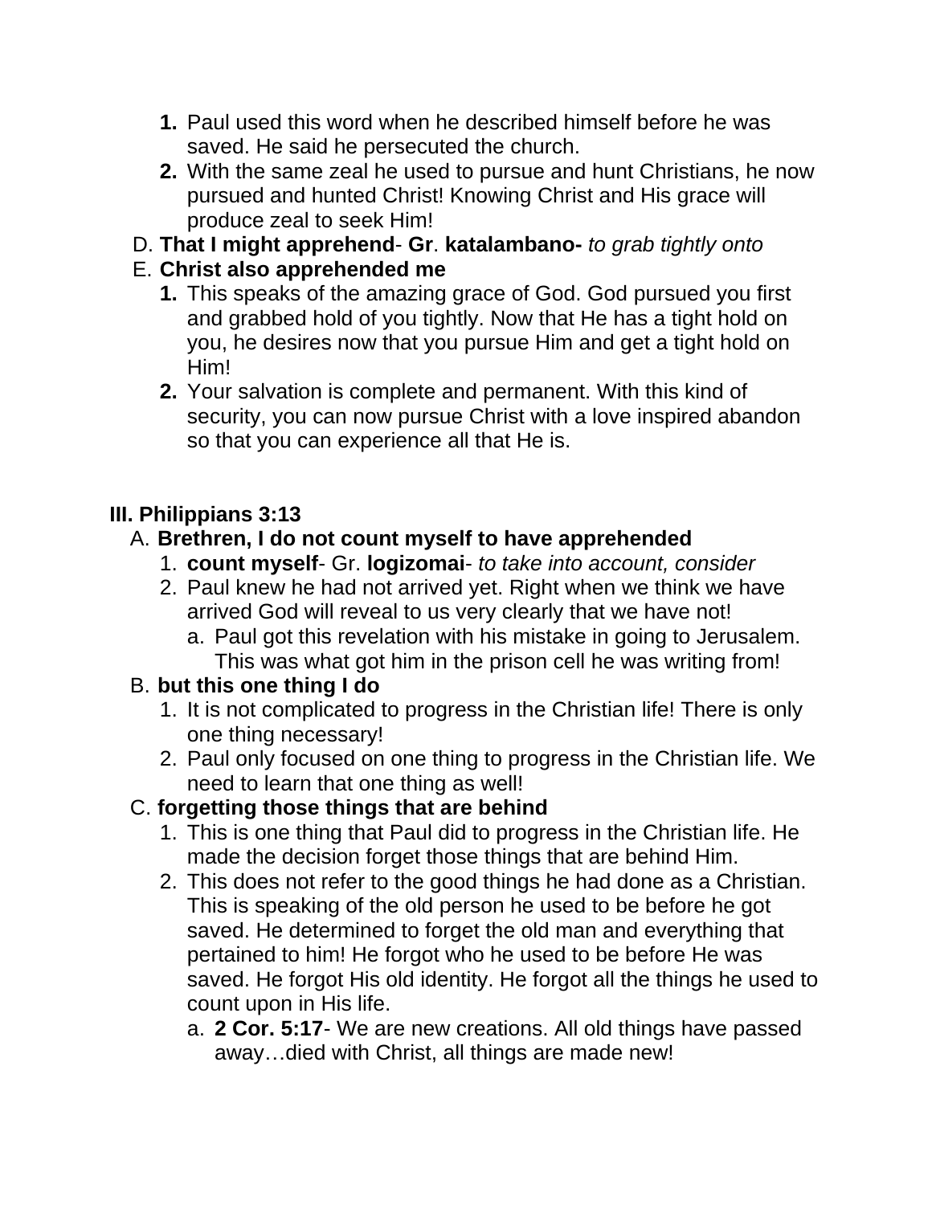1. Paul used this word when he described himself before he was saved. He said he persecuted the church.
2. With the same zeal he used to pursue and hunt Christians, he now pursued and hunted Christ! Knowing Christ and His grace will produce zeal to seek Him!

D. **That I might apprehend**- **Gr**. **katalambano-** *to grab tightly onto*

E. **Christ also apprehended me**

1. This speaks of the amazing grace of God. God pursued you first and grabbed hold of you tightly. Now that He has a tight hold on you, he desires now that you pursue Him and get a tight hold on Him!
2. Your salvation is complete and permanent. With this kind of security, you can now pursue Christ with a love inspired abandon so that you can experience all that He is.

## III. Philippians 3:13

A. **Brethren, I do not count myself to have apprehended**

1. **count myself**- Gr. **logizomai**- *to take into account, consider*
2. Paul knew he had not arrived yet. Right when we think we have arrived God will reveal to us very clearly that we have not!
   a. Paul got this revelation with his mistake in going to Jerusalem. This was what got him in the prison cell he was writing from!

B. **but this one thing I do**

1. It is not complicated to progress in the Christian life! There is only one thing necessary!
2. Paul only focused on one thing to progress in the Christian life. We need to learn that one thing as well!

C. **forgetting those things that are behind**

1. This is one thing that Paul did to progress in the Christian life. He made the decision forget those things that are behind Him.
2. This does not refer to the good things he had done as a Christian. This is speaking of the old person he used to be before he got saved. He determined to forget the old man and everything that pertained to him! He forgot who he used to be before He was saved. He forgot His old identity. He forgot all the things he used to count upon in His life.
   a. **2 Cor. 5:17**- We are new creations. All old things have passed away…died with Christ, all things are made new!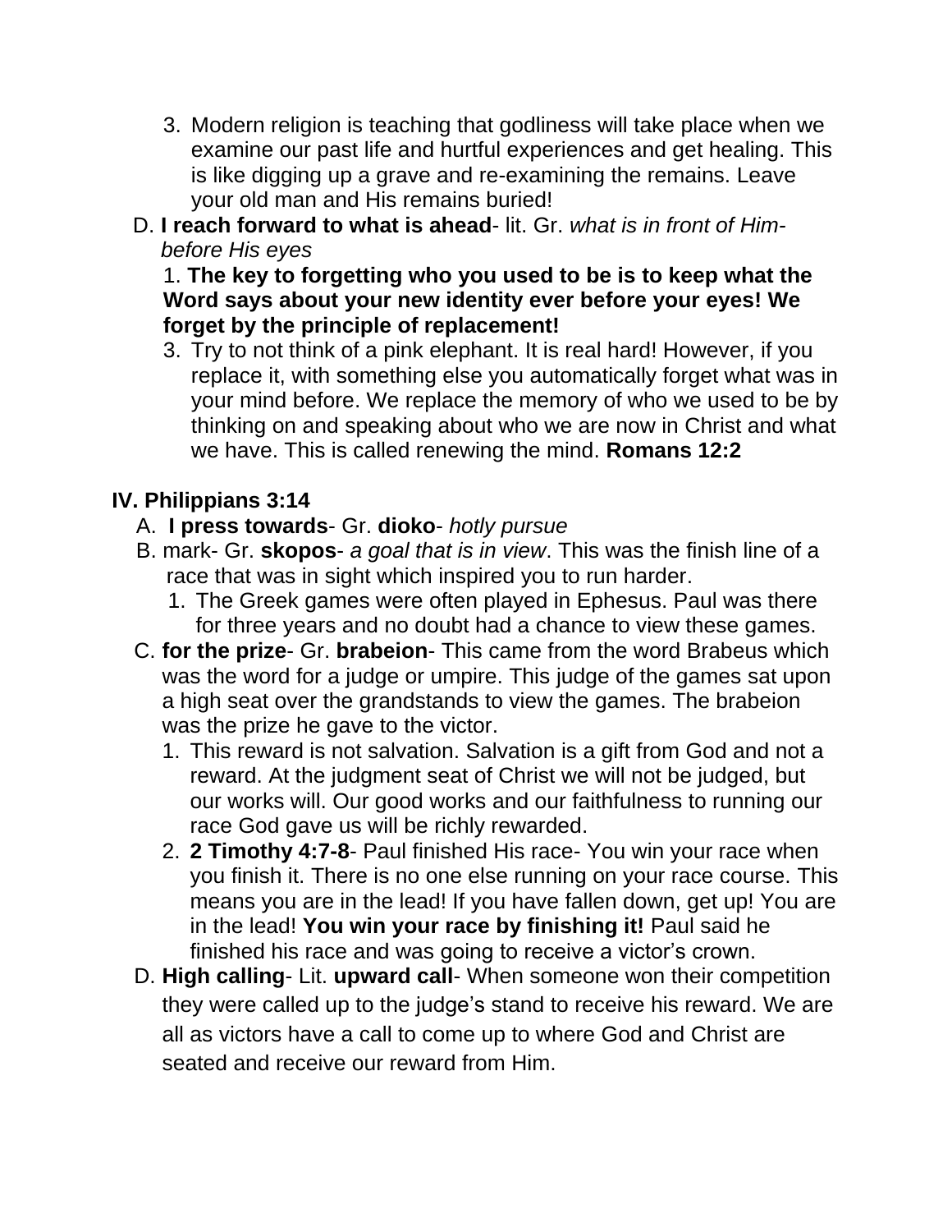3. Modern religion is teaching that godliness will take place when we examine our past life and hurtful experiences and get healing. This is like digging up a grave and re-examining the remains. Leave your old man and His remains buried!

D. **I reach forward to what is ahead**- lit. Gr. *what is in front of Him- before His eyes*

1. **The key to forgetting who you used to be is to keep what the Word says about your new identity ever before your eyes! We forget by the principle of replacement!**

3. Try to not think of a pink elephant. It is real hard! However, if you replace it, with something else you automatically forget what was in your mind before. We replace the memory of who we used to be by thinking on and speaking about who we are now in Christ and what we have. This is called renewing the mind. **Romans 12:2**

## IV. Philippians 3:14

A. **I press towards**- Gr. **dioko**- *hotly pursue*

B. mark- Gr. **skopos**- *a goal that is in view*. This was the finish line of a race that was in sight which inspired you to run harder.

1. The Greek games were often played in Ephesus. Paul was there for three years and no doubt had a chance to view these games.

C. **for the prize**- Gr. **brabeion**- This came from the word Brabeus which was the word for a judge or umpire. This judge of the games sat upon a high seat over the grandstands to view the games. The brabeion was the prize he gave to the victor.

1. This reward is not salvation. Salvation is a gift from God and not a reward. At the judgment seat of Christ we will not be judged, but our works will. Our good works and our faithfulness to running our race God gave us will be richly rewarded.
2. **2 Timothy 4:7-8**- Paul finished His race- You win your race when you finish it. There is no one else running on your race course. This means you are in the lead! If you have fallen down, get up! You are in the lead! **You win your race by finishing it!** Paul said he finished his race and was going to receive a victor's crown.

D. **High calling**- Lit. **upward call**- When someone won their competition they were called up to the judge's stand to receive his reward. We are all as victors have a call to come up to where God and Christ are seated and receive our reward from Him.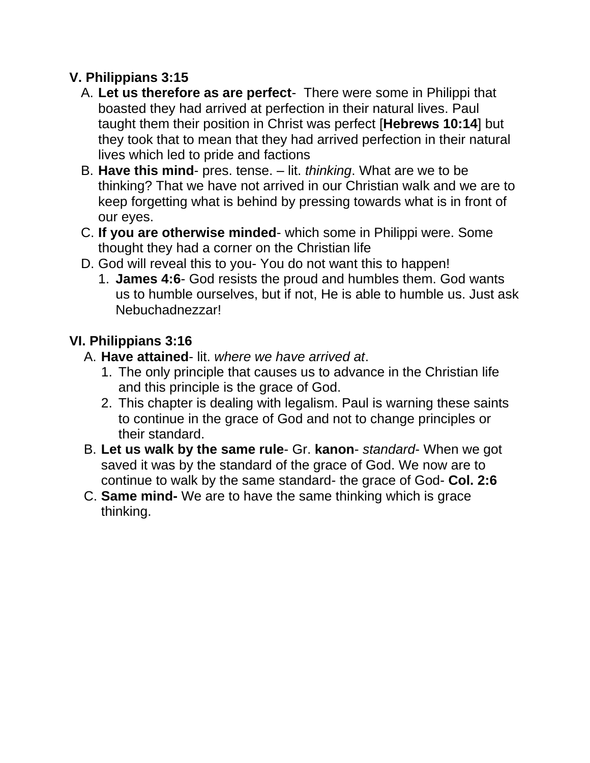## V. Philippians 3:15

A. **Let us therefore as are perfect**- There were some in Philippi that boasted they had arrived at perfection in their natural lives. Paul taught them their position in Christ was perfect [**Hebrews 10:14**] but they took that to mean that they had arrived perfection in their natural lives which led to pride and factions

B. **Have this mind**- pres. tense. – lit. *thinking*. What are we to be thinking? That we have not arrived in our Christian walk and we are to keep forgetting what is behind by pressing towards what is in front of our eyes.

C. **If you are otherwise minded**- which some in Philippi were. Some thought they had a corner on the Christian life

D. God will reveal this to you- You do not want this to happen!

1. **James 4:6**- God resists the proud and humbles them. God wants us to humble ourselves, but if not, He is able to humble us. Just ask Nebuchadnezzar!

## VI. Philippians 3:16

A. **Have attained**- lit. *where we have arrived at*.

1. The only principle that causes us to advance in the Christian life and this principle is the grace of God.
2. This chapter is dealing with legalism. Paul is warning these saints to continue in the grace of God and not to change principles or their standard.

B. **Let us walk by the same rule**- Gr. **kanon**- *standard*- When we got saved it was by the standard of the grace of God. We now are to continue to walk by the same standard- the grace of God- **Col. 2:6**

C. **Same mind-** We are to have the same thinking which is grace thinking.